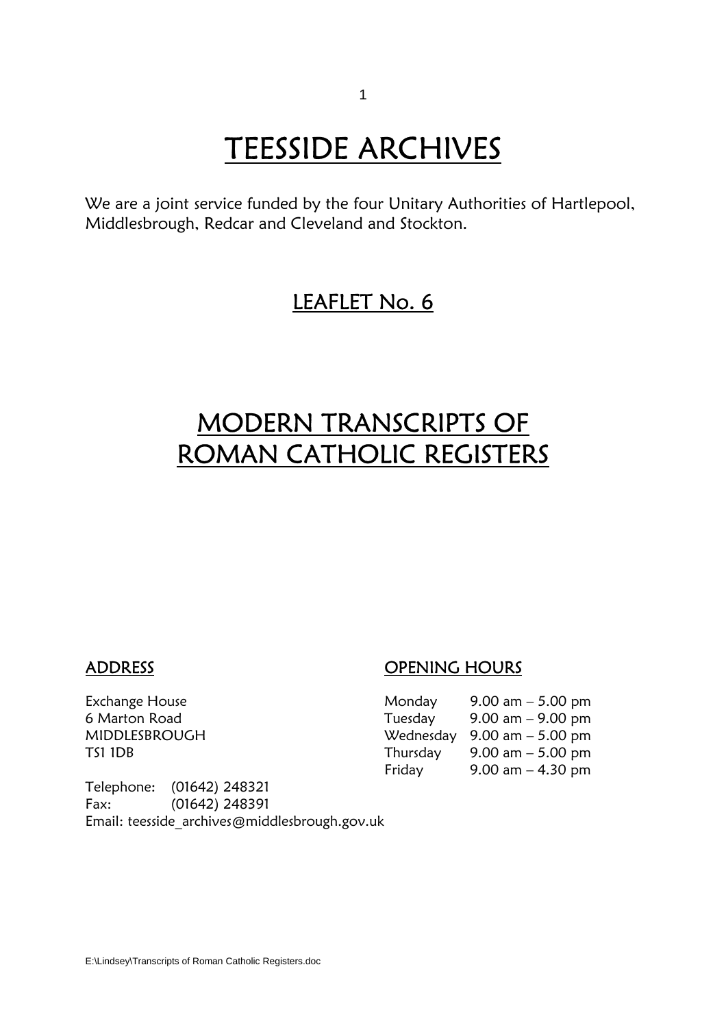# TEESSIDE ARCHIVES

We are a joint service funded by the four Unitary Authorities of Hartlepool, Middlesbrough, Redcar and Cleveland and Stockton.

## LEAFLET No. 6

# MODERN TRANSCRIPTS OF ROMAN CATHOLIC REGISTERS

### ADDRESS

Exchange House
6 Marton Road
MIDDLESBROUGH
TS1 1DB

Telephone: (01642) 248321
Fax: (01642) 248391
Email: teesside_archives@middlesbrough.gov.uk

### OPENING HOURS

| | |
|---|---|
| Monday | 9.00 am – 5.00 pm |
| Tuesday | 9.00 am – 9.00 pm |
| Wednesday | 9.00 am – 5.00 pm |
| Thursday | 9.00 am – 5.00 pm |
| Friday | 9.00 am – 4.30 pm |

E:\Lindsey\Transcripts of Roman Catholic Registers.doc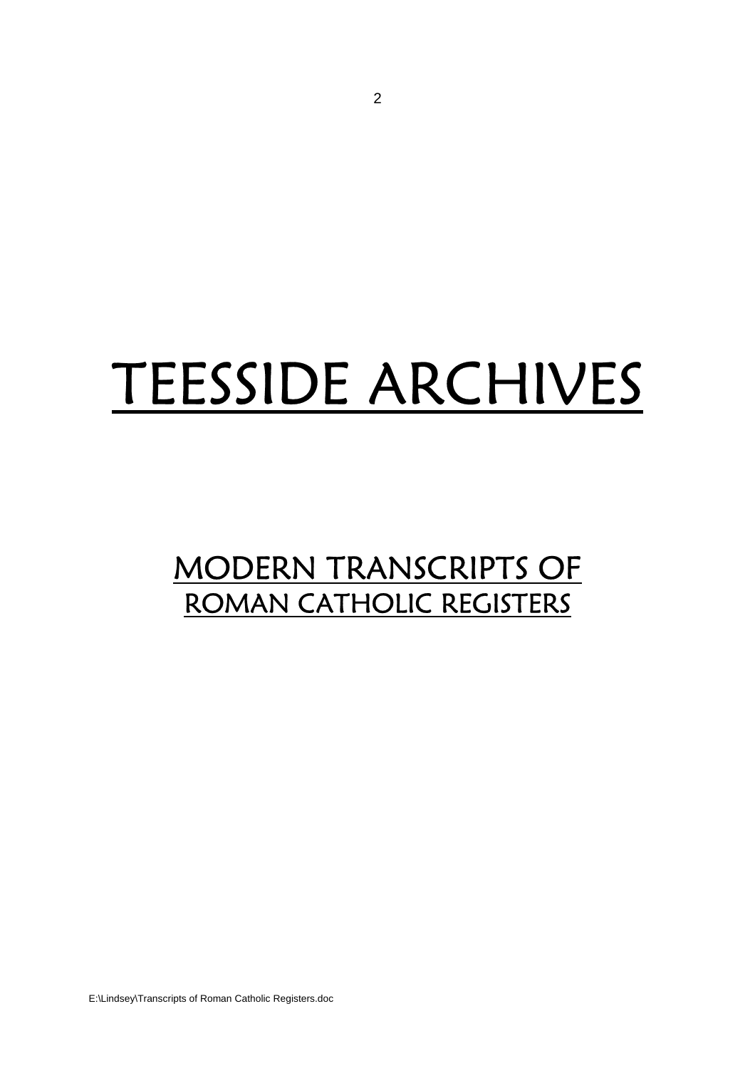# TEESSIDE ARCHIVES

## MODERN TRANSCRIPTS OF ROMAN CATHOLIC REGISTERS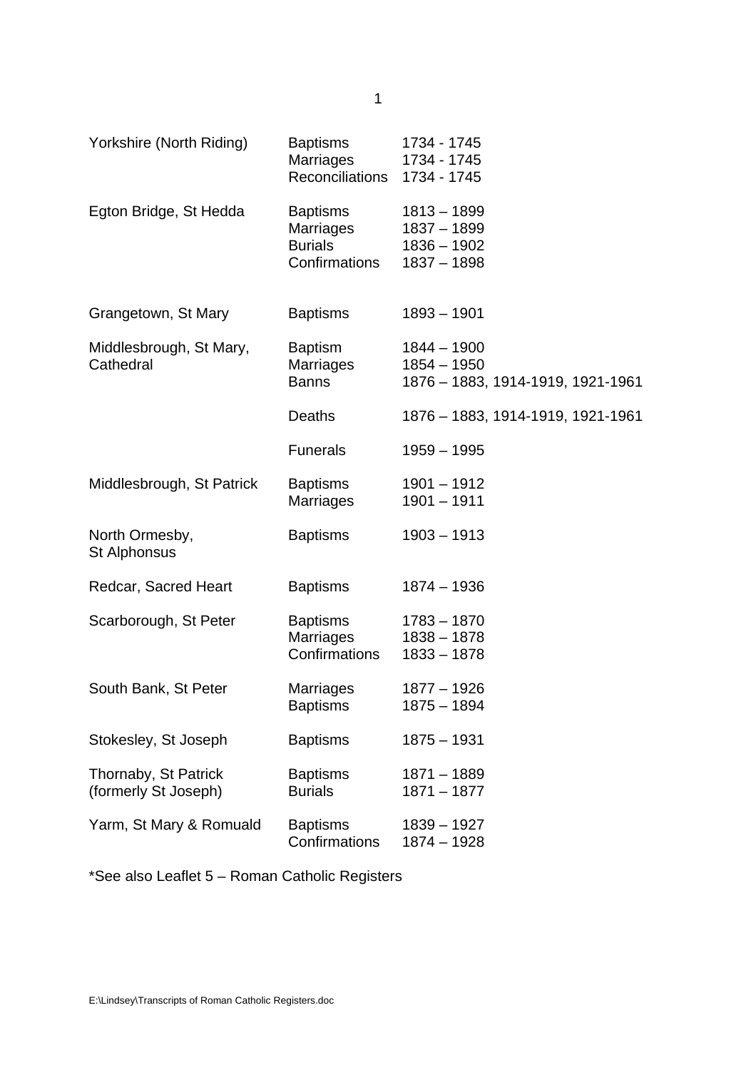| | | |
|---|---|---|
| Yorkshire (North Riding) | Baptisms | 1734 - 1745 |
| | Marriages | 1734 - 1745 |
| | Reconciliations | 1734 - 1745 |
| Egton Bridge, St Hedda | Baptisms | 1813 – 1899 |
| | Marriages | 1837 – 1899 |
| | Burials | 1836 – 1902 |
| | Confirmations | 1837 – 1898 |
| Grangetown, St Mary | Baptisms | 1893 – 1901 |
| Middlesbrough, St Mary, Cathedral | Baptism | 1844 – 1900 |
| | Marriages | 1854 – 1950 |
| | Banns | 1876 – 1883, 1914-1919, 1921-1961 |
| | Deaths | 1876 – 1883, 1914-1919, 1921-1961 |
| | Funerals | 1959 – 1995 |
| Middlesbrough, St Patrick | Baptisms | 1901 – 1912 |
| | Marriages | 1901 – 1911 |
| North Ormesby, St Alphonsus | Baptisms | 1903 – 1913 |
| Redcar, Sacred Heart | Baptisms | 1874 – 1936 |
| Scarborough, St Peter | Baptisms | 1783 – 1870 |
| | Marriages | 1838 – 1878 |
| | Confirmations | 1833 – 1878 |
| South Bank, St Peter | Marriages | 1877 – 1926 |
| | Baptisms | 1875 – 1894 |
| Stokesley, St Joseph | Baptisms | 1875 – 1931 |
| Thornaby, St Patrick (formerly St Joseph) | Baptisms | 1871 – 1889 |
| | Burials | 1871 – 1877 |
| Yarm, St Mary & Romuald | Baptisms | 1839 – 1927 |
| | Confirmations | 1874 – 1928 |

*See also Leaflet 5 – Roman Catholic Registers

E:\Lindsey\Transcripts of Roman Catholic Registers.doc